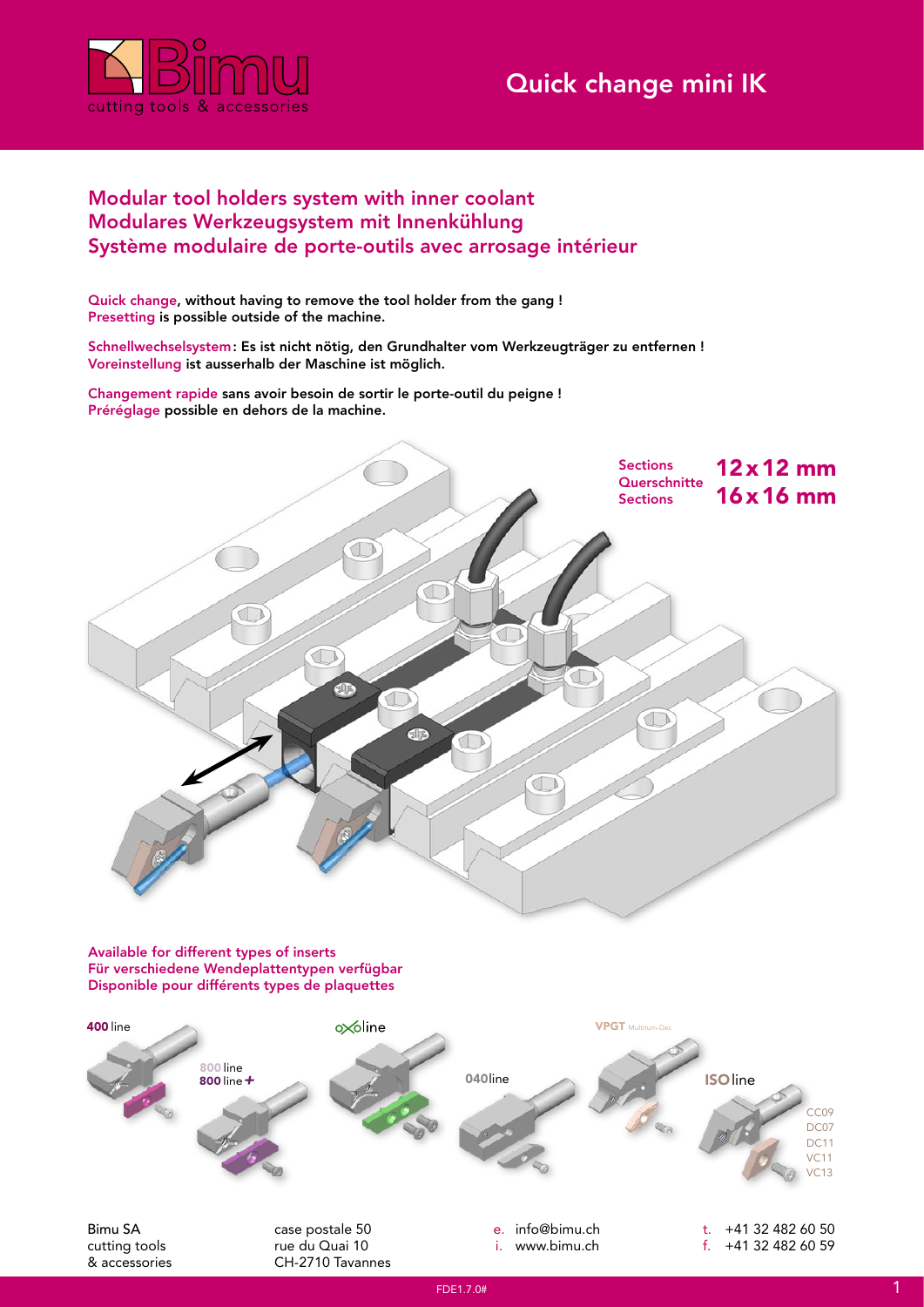# Quick change mini IK

## Modular tool holders system with inner coolant
## Modulares Werkzeugsystem mit Innenkühlung
## Système modulaire de porte-outils avec arrosage intérieur

**Quick change, without having to remove the tool holder from the gang !**
**Presetting is possible outside of the machine.**

**Schnellwechselsystem: Es ist nicht nötig, den Grundhalter vom Werkzeugträger zu entfernen !**
**Voreinstellung ist ausserhalb der Maschine ist möglich.**

**Changement rapide sans avoir besoin de sortir le porte-outil du peigne !**
**Préréglage possible en dehors de la machine.**

Sections / Querschnitte / Sections: **12 x 12 mm**, **16 x 16 mm**

**Available for different types of inserts**
**Für verschiedene Wendeplattentypen verfügbar**
**Disponible pour différents types de plaquettes**

**400** line

**800** line
**800** line **+**

oxo line

**040** line

**VPGT** Multiturn-Dec

**ISO** line: CC09, DC07, DC11, VC11, VC13

Bimu SA
cutting tools
& accessories

case postale 50
rue du Quai 10
CH-2710 Tavannes

e. info@bimu.ch
i. www.bimu.ch

t. +41 32 482 60 50
f. +41 32 482 60 59

FDE1.7.0#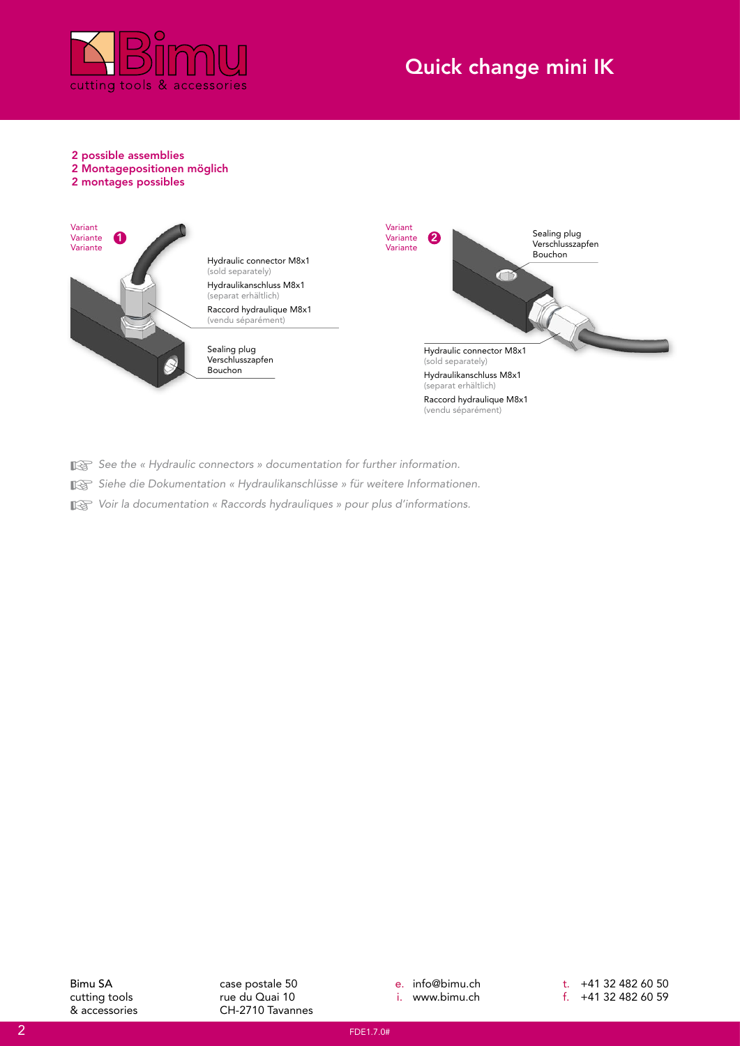# Quick change mini IK

**2 possible assemblies**
**2 Montagepositionen möglich**
**2 montages possibles**

Variant / Variante / Variante **1**

Hydraulic connector M8x1
(sold separately)
Hydraulikanschluss M8x1
(separat erhältlich)
Raccord hydraulique M8x1
(vendu séparément)

Sealing plug
Verschlusszapfen
Bouchon

Variant / Variante / Variante **2**

Sealing plug
Verschlusszapfen
Bouchon

Hydraulic connector M8x1
(sold separately)
Hydraulikanschluss M8x1
(separat erhältlich)
Raccord hydraulique M8x1
(vendu séparément)

☞ *See the « Hydraulic connectors » documentation for further information.*

☞ *Siehe die Dokumentation « Hydraulikanschlüsse » für weitere Informationen.*

☞ *Voir la documentation « Raccords hydrauliques » pour plus d'informations.*

Bimu SA
cutting tools
& accessories

case postale 50
rue du Quai 10
CH-2710 Tavannes

e. info@bimu.ch
i. www.bimu.ch

t. +41 32 482 60 50
f. +41 32 482 60 59

FDE1.7.0#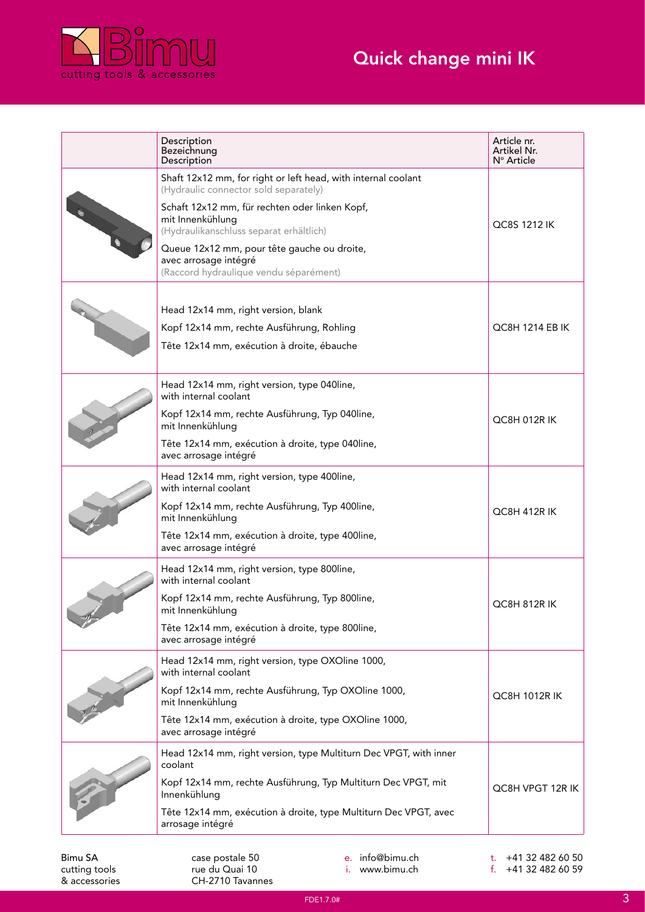# Quick change mini IK

| | Description<br>Bezeichnung<br>Description | Article nr.<br>Artikel Nr.<br>N° Article |
|---|---|---|
| | Shaft 12x12 mm, for right or left head, with internal coolant<br>(Hydraulic connector sold separately)<br><br>Schaft 12x12 mm, für rechten oder linken Kopf, mit Innenkühlung<br>(Hydraulikanschluss separat erhältlich)<br><br>Queue 12x12 mm, pour tête gauche ou droite, avec arrosage intégré<br>(Raccord hydraulique vendu séparément) | QC8S 1212 IK |
| | Head 12x14 mm, right version, blank<br><br>Kopf 12x14 mm, rechte Ausführung, Rohling<br><br>Tête 12x14 mm, exécution à droite, ébauche | QC8H 1214 EB IK |
| | Head 12x14 mm, right version, type 040line, with internal coolant<br><br>Kopf 12x14 mm, rechte Ausführung, Typ 040line, mit Innenkühlung<br><br>Tête 12x14 mm, exécution à droite, type 040line, avec arrosage intégré | QC8H 012R IK |
| | Head 12x14 mm, right version, type 400line, with internal coolant<br><br>Kopf 12x14 mm, rechte Ausführung, Typ 400line, mit Innenkühlung<br><br>Tête 12x14 mm, exécution à droite, type 400line, avec arrosage intégré | QC8H 412R IK |
| | Head 12x14 mm, right version, type 800line, with internal coolant<br><br>Kopf 12x14 mm, rechte Ausführung, Typ 800line, mit Innenkühlung<br><br>Tête 12x14 mm, exécution à droite, type 800line, avec arrosage intégré | QC8H 812R IK |
| | Head 12x14 mm, right version, type OXOline 1000, with internal coolant<br><br>Kopf 12x14 mm, rechte Ausführung, Typ OXOline 1000, mit Innenkühlung<br><br>Tête 12x14 mm, exécution à droite, type OXOline 1000, avec arrosage intégré | QC8H 1012R IK |
| | Head 12x14 mm, right version, type Multiturn Dec VPGT, with inner coolant<br><br>Kopf 12x14 mm, rechte Ausführung, Typ Multiturn Dec VPGT, mit Innenkühlung<br><br>Tête 12x14 mm, exécution à droite, type Multiturn Dec VPGT, avec arrosage intégré | QC8H VPGT 12R IK |

Bimu SA
cutting tools
& accessories

case postale 50
rue du Quai 10
CH-2710 Tavannes

e. info@bimu.ch
i. www.bimu.ch

t. +41 32 482 60 50
f. +41 32 482 60 59

FDE1.7.0#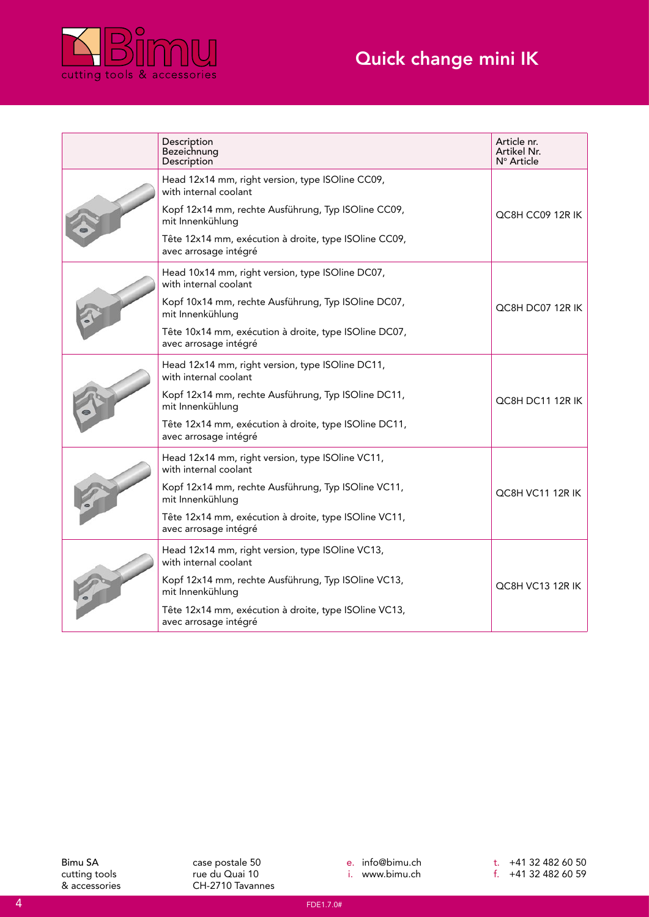# Quick change mini IK

| | Description<br>Bezeichnung<br>Description | Article nr.<br>Artikel Nr.<br>N° Article |
|---|---|---|
| | Head 12x14 mm, right version, type ISOline CC09, with internal coolant<br>Kopf 12x14 mm, rechte Ausführung, Typ ISOline CC09, mit Innenkühlung<br>Tête 12x14 mm, exécution à droite, type ISOline CC09, avec arrosage intégré | QC8H CC09 12R IK |
| | Head 10x14 mm, right version, type ISOline DC07, with internal coolant<br>Kopf 10x14 mm, rechte Ausführung, Typ ISOline DC07, mit Innenkühlung<br>Tête 10x14 mm, exécution à droite, type ISOline DC07, avec arrosage intégré | QC8H DC07 12R IK |
| | Head 12x14 mm, right version, type ISOline DC11, with internal coolant<br>Kopf 12x14 mm, rechte Ausführung, Typ ISOline DC11, mit Innenkühlung<br>Tête 12x14 mm, exécution à droite, type ISOline DC11, avec arrosage intégré | QC8H DC11 12R IK |
| | Head 12x14 mm, right version, type ISOline VC11, with internal coolant<br>Kopf 12x14 mm, rechte Ausführung, Typ ISOline VC11, mit Innenkühlung<br>Tête 12x14 mm, exécution à droite, type ISOline VC11, avec arrosage intégré | QC8H VC11 12R IK |
| | Head 12x14 mm, right version, type ISOline VC13, with internal coolant<br>Kopf 12x14 mm, rechte Ausführung, Typ ISOline VC13, mit Innenkühlung<br>Tête 12x14 mm, exécution à droite, type ISOline VC13, avec arrosage intégré | QC8H VC13 12R IK |

Bimu SA
cutting tools
& accessories

case postale 50
rue du Quai 10
CH-2710 Tavannes

e. info@bimu.ch
i. www.bimu.ch

t. +41 32 482 60 50
f. +41 32 482 60 59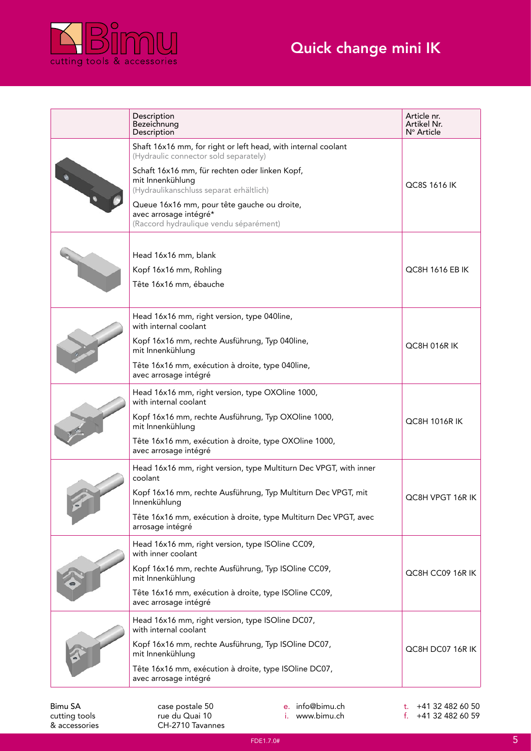# Quick change mini IK

| | Description<br>Bezeichnung<br>Description | Article nr.<br>Artikel Nr.<br>N° Article |
|---|---|---|
| | Shaft 16x16 mm, for right or left head, with internal coolant<br>(Hydraulic connector sold separately)<br><br>Schaft 16x16 mm, für rechten oder linken Kopf, mit Innenkühlung<br>(Hydraulikanschluss separat erhältlich)<br><br>Queue 16x16 mm, pour tête gauche ou droite, avec arrosage intégré*<br>(Raccord hydraulique vendu séparément) | QC8S 1616 IK |
| | Head 16x16 mm, blank<br><br>Kopf 16x16 mm, Rohling<br><br>Tête 16x16 mm, ébauche | QC8H 1616 EB IK |
| | Head 16x16 mm, right version, type 040line, with internal coolant<br><br>Kopf 16x16 mm, rechte Ausführung, Typ 040line, mit Innenkühlung<br><br>Tête 16x16 mm, exécution à droite, type 040line, avec arrosage intégré | QC8H 016R IK |
| | Head 16x16 mm, right version, type OXOline 1000, with internal coolant<br><br>Kopf 16x16 mm, rechte Ausführung, Typ OXOline 1000, mit Innenkühlung<br><br>Tête 16x16 mm, exécution à droite, type OXOline 1000, avec arrosage intégré | QC8H 1016R IK |
| | Head 16x16 mm, right version, type Multiturn Dec VPGT, with inner coolant<br><br>Kopf 16x16 mm, rechte Ausführung, Typ Multiturn Dec VPGT, mit Innenkühlung<br><br>Tête 16x16 mm, exécution à droite, type Multiturn Dec VPGT, avec arrosage intégré | QC8H VPGT 16R IK |
| | Head 16x16 mm, right version, type ISOline CC09, with inner coolant<br><br>Kopf 16x16 mm, rechte Ausführung, Typ ISOline CC09, mit Innenkühlung<br><br>Tête 16x16 mm, exécution à droite, type ISOline CC09, avec arrosage intégré | QC8H CC09 16R IK |
| | Head 16x16 mm, right version, type ISOline DC07, with internal coolant<br><br>Kopf 16x16 mm, rechte Ausführung, Typ ISOline DC07, mit Innenkühlung<br><br>Tête 16x16 mm, exécution à droite, type ISOline DC07, avec arrosage intégré | QC8H DC07 16R IK |

Bimu SA
cutting tools
& accessories

case postale 50
rue du Quai 10
CH-2710 Tavannes

e. info@bimu.ch
i. www.bimu.ch

t. +41 32 482 60 50
f. +41 32 482 60 59

FDE1.7.0#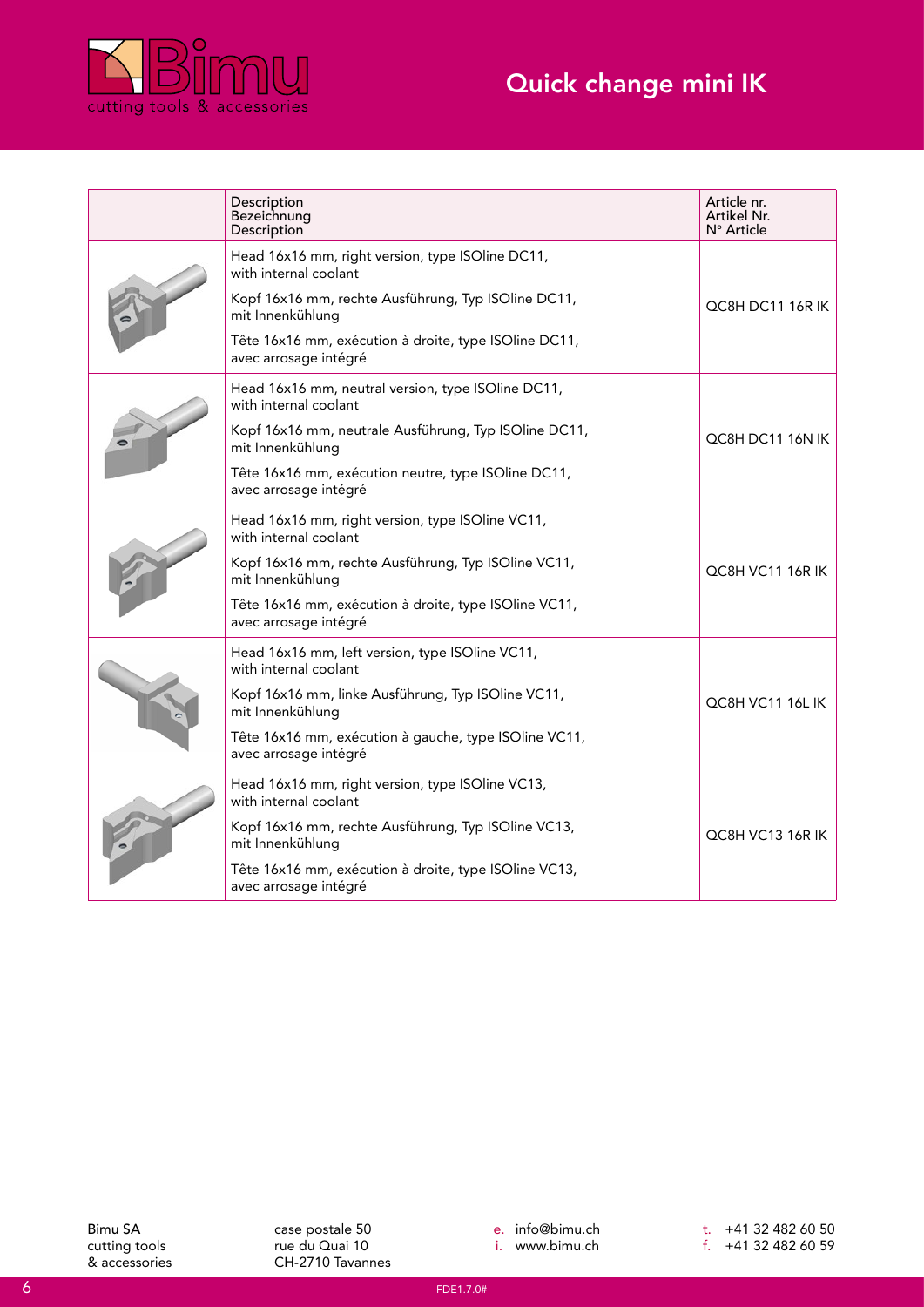# Quick change mini IK

| | Description<br>Bezeichnung<br>Description | Article nr.<br>Artikel Nr.<br>N° Article |
|---|---|---|
| | Head 16x16 mm, right version, type ISOline DC11, with internal coolant<br>Kopf 16x16 mm, rechte Ausführung, Typ ISOline DC11, mit Innenkühlung<br>Tête 16x16 mm, exécution à droite, type ISOline DC11, avec arrosage intégré | QC8H DC11 16R IK |
| | Head 16x16 mm, neutral version, type ISOline DC11, with internal coolant<br>Kopf 16x16 mm, neutrale Ausführung, Typ ISOline DC11, mit Innenkühlung<br>Tête 16x16 mm, exécution neutre, type ISOline DC11, avec arrosage intégré | QC8H DC11 16N IK |
| | Head 16x16 mm, right version, type ISOline VC11, with internal coolant<br>Kopf 16x16 mm, rechte Ausführung, Typ ISOline VC11, mit Innenkühlung<br>Tête 16x16 mm, exécution à droite, type ISOline VC11, avec arrosage intégré | QC8H VC11 16R IK |
| | Head 16x16 mm, left version, type ISOline VC11, with internal coolant<br>Kopf 16x16 mm, linke Ausführung, Typ ISOline VC11, mit Innenkühlung<br>Tête 16x16 mm, exécution à gauche, type ISOline VC11, avec arrosage intégré | QC8H VC11 16L IK |
| | Head 16x16 mm, right version, type ISOline VC13, with internal coolant<br>Kopf 16x16 mm, rechte Ausführung, Typ ISOline VC13, mit Innenkühlung<br>Tête 16x16 mm, exécution à droite, type ISOline VC13, avec arrosage intégré | QC8H VC13 16R IK |

Bimu SA
cutting tools
& accessories

case postale 50
rue du Quai 10
CH-2710 Tavannes

e. info@bimu.ch
i. www.bimu.ch

t. +41 32 482 60 50
f. +41 32 482 60 59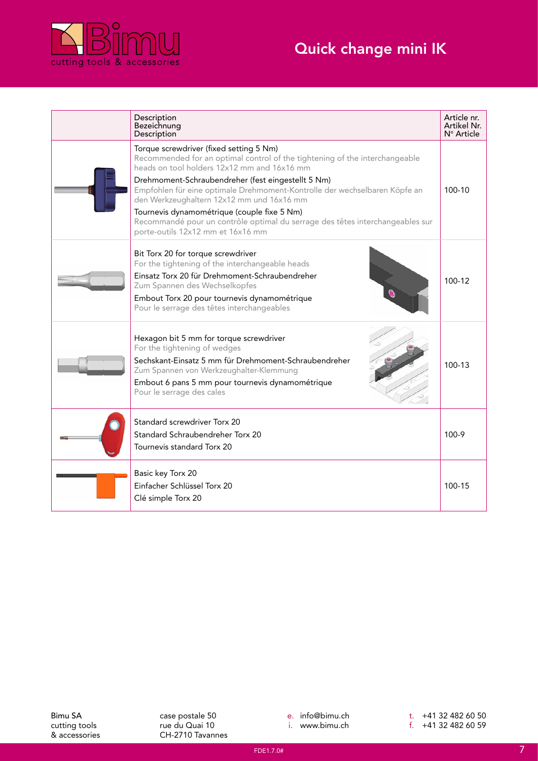# Quick change mini IK

| | Description<br>Bezeichnung<br>Description | Article nr.<br>Artikel Nr.<br>N° Article |
|---|---|---|
| | Torque screwdriver (fixed setting 5 Nm)<br>Recommended for an optimal control of the tightening of the interchangeable heads on tool holders 12x12 mm and 16x16 mm<br>Drehmoment-Schraubendreher (fest eingestellt 5 Nm)<br>Empfohlen für eine optimale Drehmoment-Kontrolle der wechselbaren Köpfe an den Werkzeughaltern 12x12 mm und 16x16 mm<br>Tournevis dynamométrique (couple fixe 5 Nm)<br>Recommandé pour un contrôle optimal du serrage des têtes interchangeables sur porte-outils 12x12 mm et 16x16 mm | 100-10 |
| | Bit Torx 20 for torque screwdriver<br>For the tightening of the interchangeable heads<br>Einsatz Torx 20 für Drehmoment-Schraubendreher<br>Zum Spannen des Wechselkopfes<br>Embout Torx 20 pour tournevis dynamométrique<br>Pour le serrage des têtes interchangeables | 100-12 |
| | Hexagon bit 5 mm for torque screwdriver<br>For the tightening of wedges<br>Sechskant-Einsatz 5 mm für Drehmoment-Schraubendreher<br>Zum Spannen von Werkzeughalter-Klemmung<br>Embout 6 pans 5 mm pour tournevis dynamométrique<br>Pour le serrage des cales | 100-13 |
| | Standard screwdriver Torx 20<br>Standard Schraubendreher Torx 20<br>Tournevis standard Torx 20 | 100-9 |
| | Basic key Torx 20<br>Einfacher Schlüssel Torx 20<br>Clé simple Torx 20 | 100-15 |

Bimu SA
cutting tools
& accessories

case postale 50
rue du Quai 10
CH-2710 Tavannes

e. info@bimu.ch
i. www.bimu.ch

t. +41 32 482 60 50
f. +41 32 482 60 59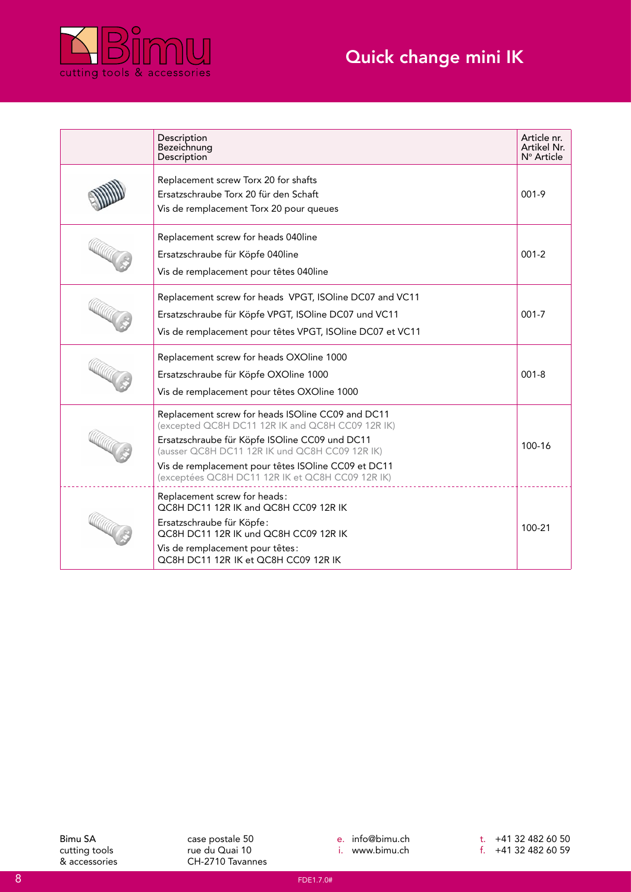# Quick change mini IK

| | Description<br>Bezeichnung<br>Description | Article nr.<br>Artikel Nr.<br>N° Article |
|---|---|---|
| | Replacement screw Torx 20 for shafts<br>Ersatzschraube Torx 20 für den Schaft<br>Vis de remplacement Torx 20 pour queues | 001-9 |
| | Replacement screw for heads 040line<br>Ersatzschraube für Köpfe 040line<br>Vis de remplacement pour têtes 040line | 001-2 |
| | Replacement screw for heads VPGT, ISOline DC07 and VC11<br>Ersatzschraube für Köpfe VPGT, ISOline DC07 und VC11<br>Vis de remplacement pour têtes VPGT, ISOline DC07 et VC11 | 001-7 |
| | Replacement screw for heads OXOline 1000<br>Ersatzschraube für Köpfe OXOline 1000<br>Vis de remplacement pour têtes OXOline 1000 | 001-8 |
| | Replacement screw for heads ISOline CC09 and DC11<br>(excepted QC8H DC11 12R IK and QC8H CC09 12R IK)<br>Ersatzschraube für Köpfe ISOline CC09 und DC11<br>(ausser QC8H DC11 12R IK und QC8H CC09 12R IK)<br>Vis de remplacement pour têtes ISOline CC09 et DC11<br>(exceptées QC8H DC11 12R IK et QC8H CC09 12R IK) | 100-16 |
| | Replacement screw for heads:<br>QC8H DC11 12R IK and QC8H CC09 12R IK<br>Ersatzschraube für Köpfe:<br>QC8H DC11 12R IK und QC8H CC09 12R IK<br>Vis de remplacement pour têtes:<br>QC8H DC11 12R IK et QC8H CC09 12R IK | 100-21 |

Bimu SA
cutting tools
& accessories

case postale 50
rue du Quai 10
CH-2710 Tavannes

e. info@bimu.ch
i. www.bimu.ch

t. +41 32 482 60 50
f. +41 32 482 60 59

FDE1.7.0#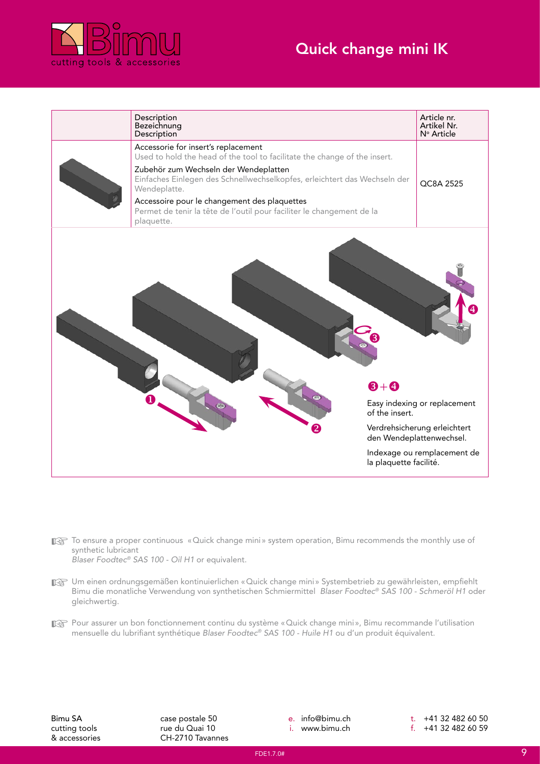# Quick change mini IK

| | Description<br>Bezeichnung<br>Description | Article nr.<br>Artikel Nr.<br>N° Article |
|---|---|---|
| | Accessorie for insert's replacement<br>Used to hold the head of the tool to facilitate the change of the insert.<br>Zubehör zum Wechseln der Wendeplatten<br>Einfaches Einlegen des Schnellwechselkopfes, erleichtert das Wechseln der Wendeplatte.<br>Accessoire pour le changement des plaquettes<br>Permet de tenir la tête de l'outil pour faciliter le changement de la plaquette. | QC8A 2525 |

❸ + ❹

Easy indexing or replacement of the insert.

Verdrehsicherung erleichtert den Wendeplattenwechsel.

Indexage ou remplacement de la plaquette facilité.

☞ To ensure a proper continuous «Quick change mini» system operation, Bimu recommends the monthly use of synthetic lubricant *Blaser Foodtec® SAS 100 - Oil H1* or equivalent.

☞ Um einen ordnungsgemäßen kontinuierlichen «Quick change mini» Systembetrieb zu gewährleisten, empfiehlt Bimu die monatliche Verwendung von synthetischen Schmiermittel *Blaser Foodtec® SAS 100 - Schmeröl H1* oder gleichwertig.

☞ Pour assurer un bon fonctionnement continu du système «Quick change mini», Bimu recommande l'utilisation mensuelle du lubrifiant synthétique *Blaser Foodtec® SAS 100 - Huile H1* ou d'un produit équivalent.

Bimu SA
cutting tools
& accessories

case postale 50
rue du Quai 10
CH-2710 Tavannes

e. info@bimu.ch
i. www.bimu.ch

t. +41 32 482 60 50
f. +41 32 482 60 59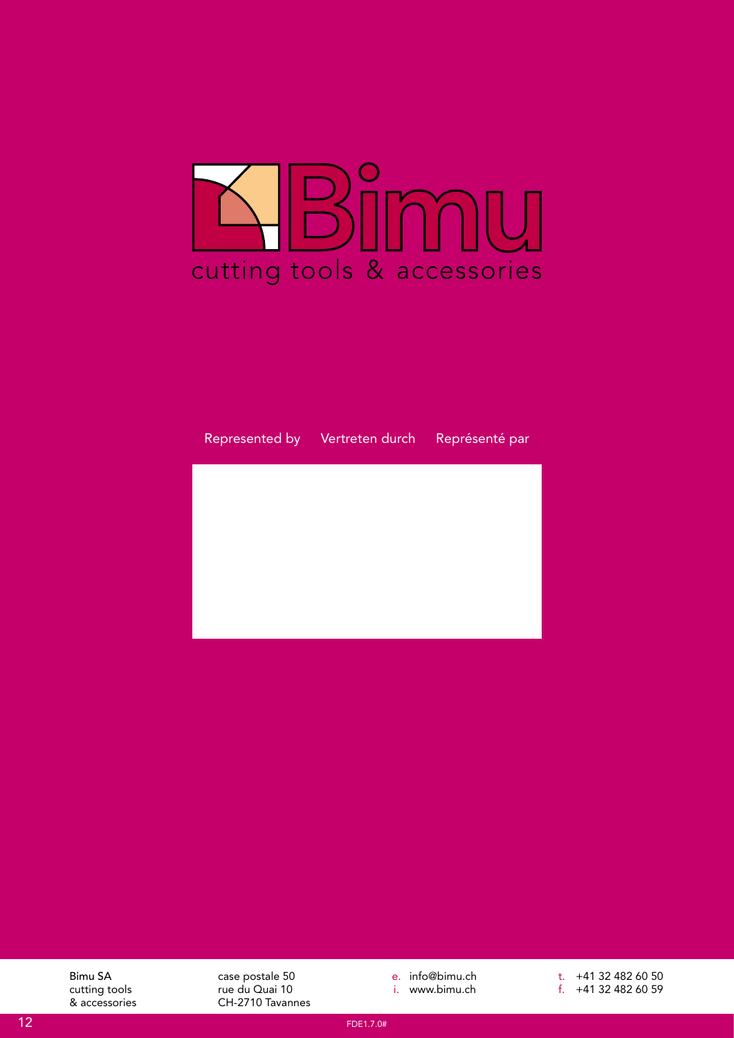# Bimu

cutting tools & accessories

Represented by Vertreten durch Représenté par

Bimu SA
cutting tools
& accessories

case postale 50
rue du Quai 10
CH-2710 Tavannes

e. info@bimu.ch
i. www.bimu.ch

t. +41 32 482 60 50
f. +41 32 482 60 59

FDE1.7.0#